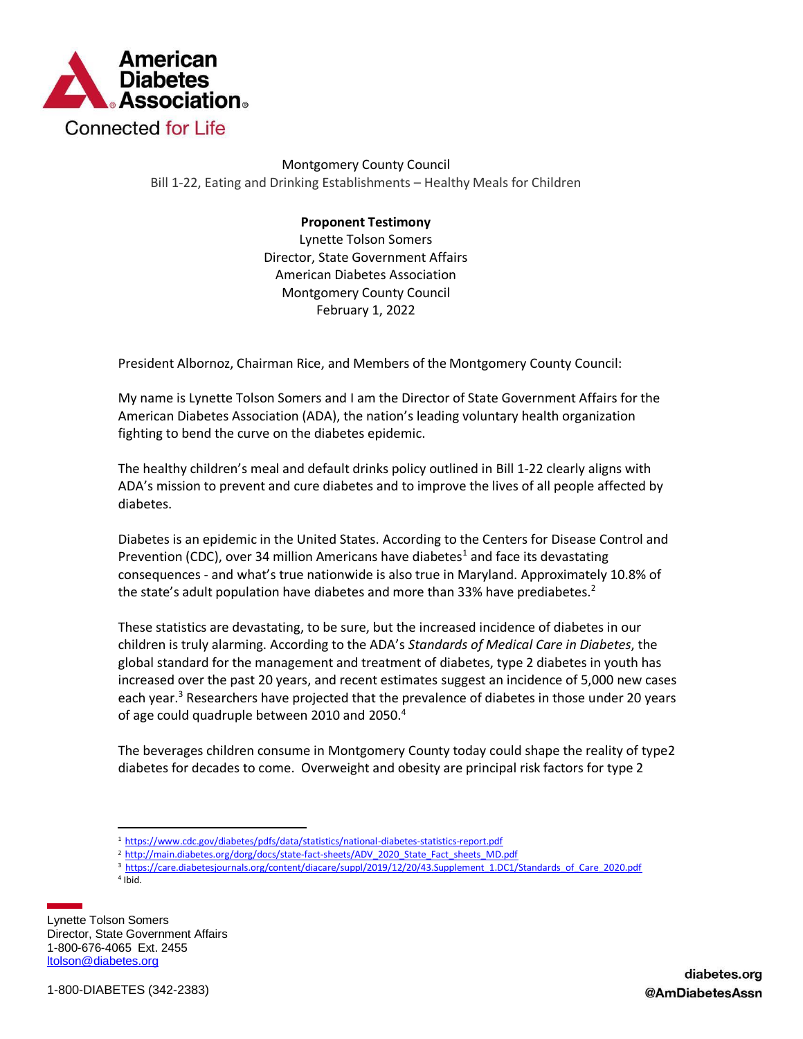Montgomery County Council
Bill 1-22, Eating and Drinking Establishments – Healthy Meals for Children

**Proponent Testimony**
Lynette Tolson Somers
Director, State Government Affairs
American Diabetes Association
Montgomery County Council
February 1, 2022

President Albornoz, Chairman Rice, and Members of the Montgomery County Council:

My name is Lynette Tolson Somers and I am the Director of State Government Affairs for the American Diabetes Association (ADA), the nation's leading voluntary health organization fighting to bend the curve on the diabetes epidemic.

The healthy children's meal and default drinks policy outlined in Bill 1-22 clearly aligns with ADA's mission to prevent and cure diabetes and to improve the lives of all people affected by diabetes.

Diabetes is an epidemic in the United States. According to the Centers for Disease Control and Prevention (CDC), over 34 million Americans have diabetes[1] and face its devastating consequences - and what's true nationwide is also true in Maryland. Approximately 10.8% of the state's adult population have diabetes and more than 33% have prediabetes.[2]

These statistics are devastating, to be sure, but the increased incidence of diabetes in our children is truly alarming. According to the ADA's *Standards of Medical Care in Diabetes*, the global standard for the management and treatment of diabetes, type 2 diabetes in youth has increased over the past 20 years, and recent estimates suggest an incidence of 5,000 new cases each year.[3] Researchers have projected that the prevalence of diabetes in those under 20 years of age could quadruple between 2010 and 2050.[4]

The beverages children consume in Montgomery County today could shape the reality of type2 diabetes for decades to come. Overweight and obesity are principal risk factors for type 2

---

[1] https://www.cdc.gov/diabetes/pdfs/data/statistics/national-diabetes-statistics-report.pdf
[2] http://main.diabetes.org/dorg/docs/state-fact-sheets/ADV_2020_State_Fact_sheets_MD.pdf
[3] https://care.diabetesjournals.org/content/diacare/suppl/2019/12/20/43.Supplement_1.DC1/Standards_of_Care_2020.pdf
[4] Ibid.

Lynette Tolson Somers
Director, State Government Affairs
1-800-676-4065 Ext. 2455
ltolson@diabetes.org

1-800-DIABETES (342-2383)

diabetes.org
@AmDiabetesAssn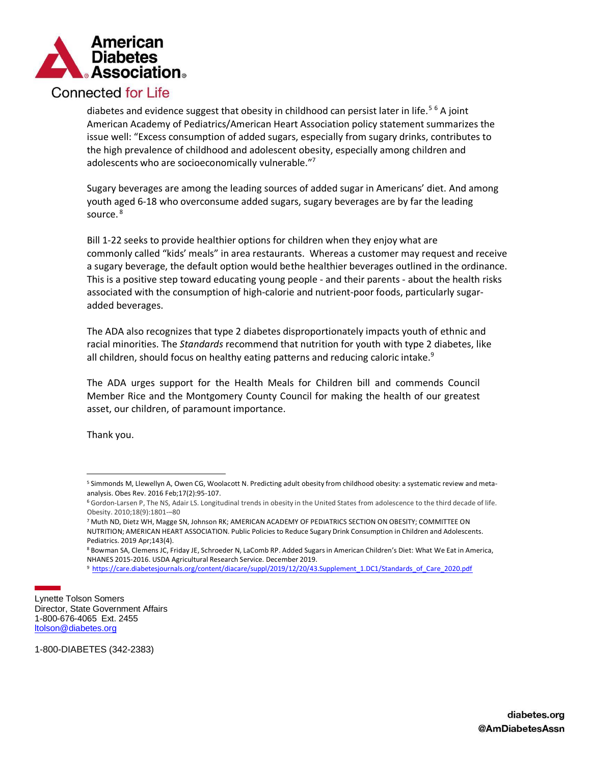diabetes and evidence suggest that obesity in childhood can persist later in life.[5] [6] A joint American Academy of Pediatrics/American Heart Association policy statement summarizes the issue well: "Excess consumption of added sugars, especially from sugary drinks, contributes to the high prevalence of childhood and adolescent obesity, especially among children and adolescents who are socioeconomically vulnerable."[7]

Sugary beverages are among the leading sources of added sugar in Americans' diet. And among youth aged 6-18 who overconsume added sugars, sugary beverages are by far the leading source. [8]

Bill 1-22 seeks to provide healthier options for children when they enjoy what are commonly called "kids' meals" in area restaurants. Whereas a customer may request and receive a sugary beverage, the default option would bethe healthier beverages outlined in the ordinance. This is a positive step toward educating young people - and their parents - about the health risks associated with the consumption of high-calorie and nutrient-poor foods, particularly sugar-added beverages.

The ADA also recognizes that type 2 diabetes disproportionately impacts youth of ethnic and racial minorities. The *Standards* recommend that nutrition for youth with type 2 diabetes, like all children, should focus on healthy eating patterns and reducing caloric intake.[9]

The ADA urges support for the Health Meals for Children bill and commends Council Member Rice and the Montgomery County Council for making the health of our greatest asset, our children, of paramount importance.

Thank you.

---

[5] Simmonds M, Llewellyn A, Owen CG, Woolacott N. Predicting adult obesity from childhood obesity: a systematic review and meta-analysis. Obes Rev. 2016 Feb;17(2):95-107.

[6] Gordon-Larsen P, The NS, Adair LS. Longitudinal trends in obesity in the United States from adolescence to the third decade of life. Obesity. 2010;18(9):1801-–80

[7] Muth ND, Dietz WH, Magge SN, Johnson RK; AMERICAN ACADEMY OF PEDIATRICS SECTION ON OBESITY; COMMITTEE ON NUTRITION; AMERICAN HEART ASSOCIATION. Public Policies to Reduce Sugary Drink Consumption in Children and Adolescents. Pediatrics. 2019 Apr;143(4).

[8] Bowman SA, Clemens JC, Friday JE, Schroeder N, LaComb RP. Added Sugars in American Children's Diet: What We Eat in America, NHANES 2015-2016. USDA Agricultural Research Service. December 2019.

[9] https://care.diabetesjournals.org/content/diacare/suppl/2019/12/20/43.Supplement_1.DC1/Standards_of_Care_2020.pdf

Lynette Tolson Somers
Director, State Government Affairs
1-800-676-4065 Ext. 2455
ltolson@diabetes.org

1-800-DIABETES (342-2383)